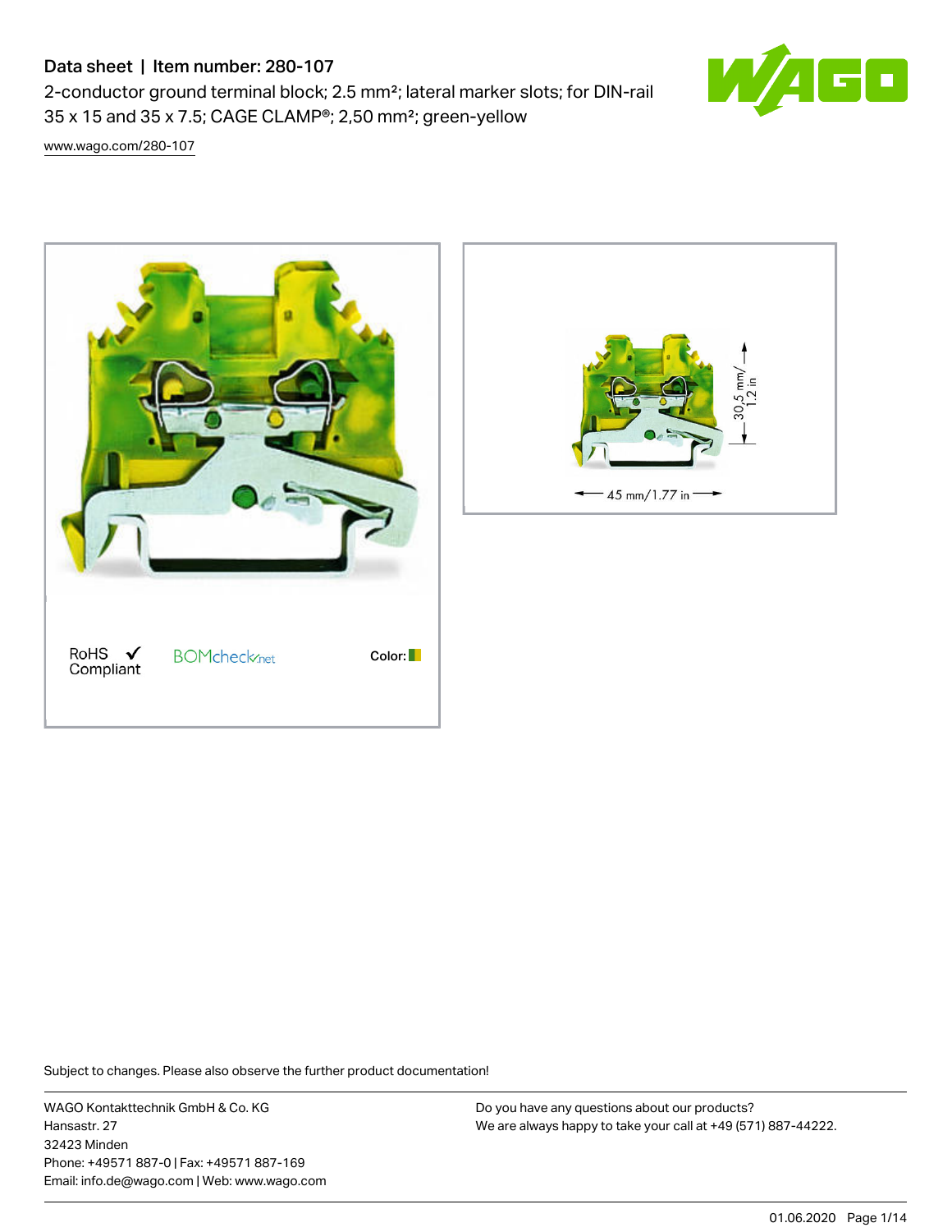# Data sheet | Item number: 280-107

2-conductor ground terminal block; 2.5 mm²; lateral marker slots; for DIN-rail 35 x 15 and 35 x 7.5; CAGE CLAMP®; 2,50 mm²; green-yellow

www.wago.com/280-107

RoHS Compliant

BOMcheck.net

Color:

30,5 mm/1.2 in

45 mm/1.77 in

Subject to changes. Please also observe the further product documentation!

WAGO Kontakttechnik GmbH & Co. KG
Hansastr. 27
32423 Minden
Phone: +49571 887-0 | Fax: +49571 887-169
Email: info.de@wago.com | Web: www.wago.com

Do you have any questions about our products?
We are always happy to take your call at +49 (571) 887-44222.

01.06.2020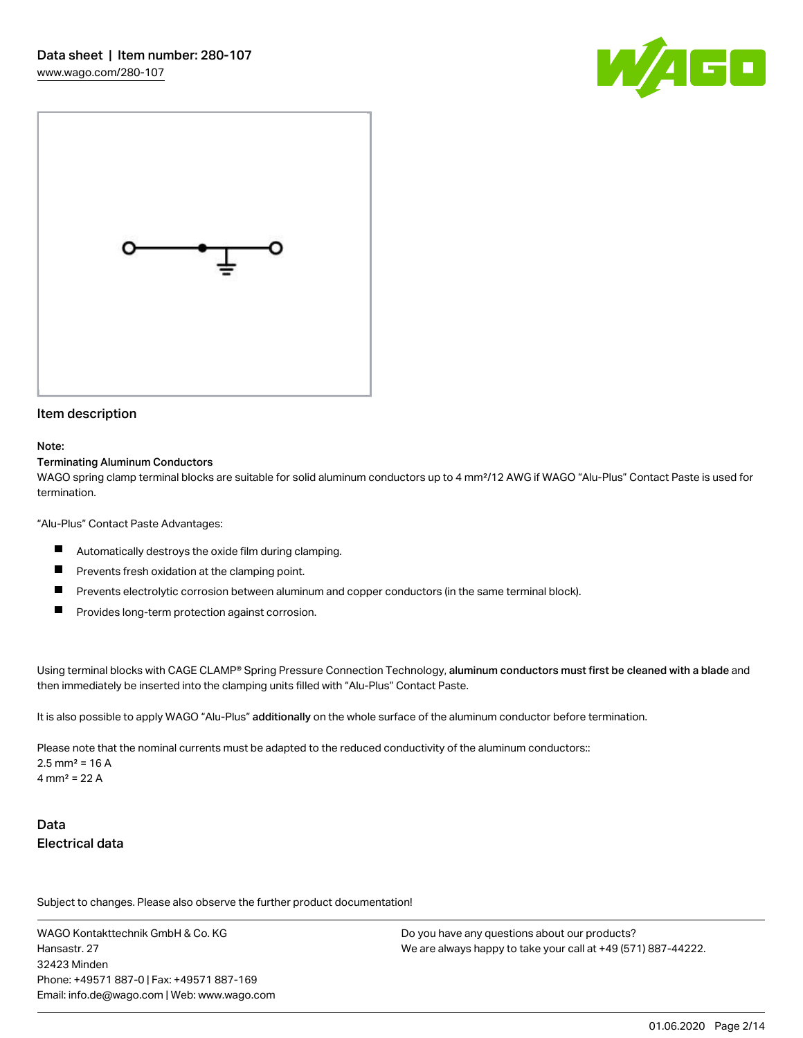## Item description

Note:

**Terminating Aluminum Conductors**

WAGO spring clamp terminal blocks are suitable for solid aluminum conductors up to 4 mm²/12 AWG if WAGO "Alu-Plus" Contact Paste is used for termination.

"Alu-Plus" Contact Paste Advantages:

- Automatically destroys the oxide film during clamping.
- Prevents fresh oxidation at the clamping point.
- Prevents electrolytic corrosion between aluminum and copper conductors (in the same terminal block).
- Provides long-term protection against corrosion.

Using terminal blocks with CAGE CLAMP® Spring Pressure Connection Technology, **aluminum conductors must first be cleaned with a blade** and then immediately be inserted into the clamping units filled with "Alu-Plus" Contact Paste.

It is also possible to apply WAGO "Alu-Plus" **additionally** on the whole surface of the aluminum conductor before termination.

Please note that the nominal currents must be adapted to the reduced conductivity of the aluminum conductors::
2.5 mm² = 16 A
4 mm² = 22 A

## Data

### Electrical data

Subject to changes. Please also observe the further product documentation!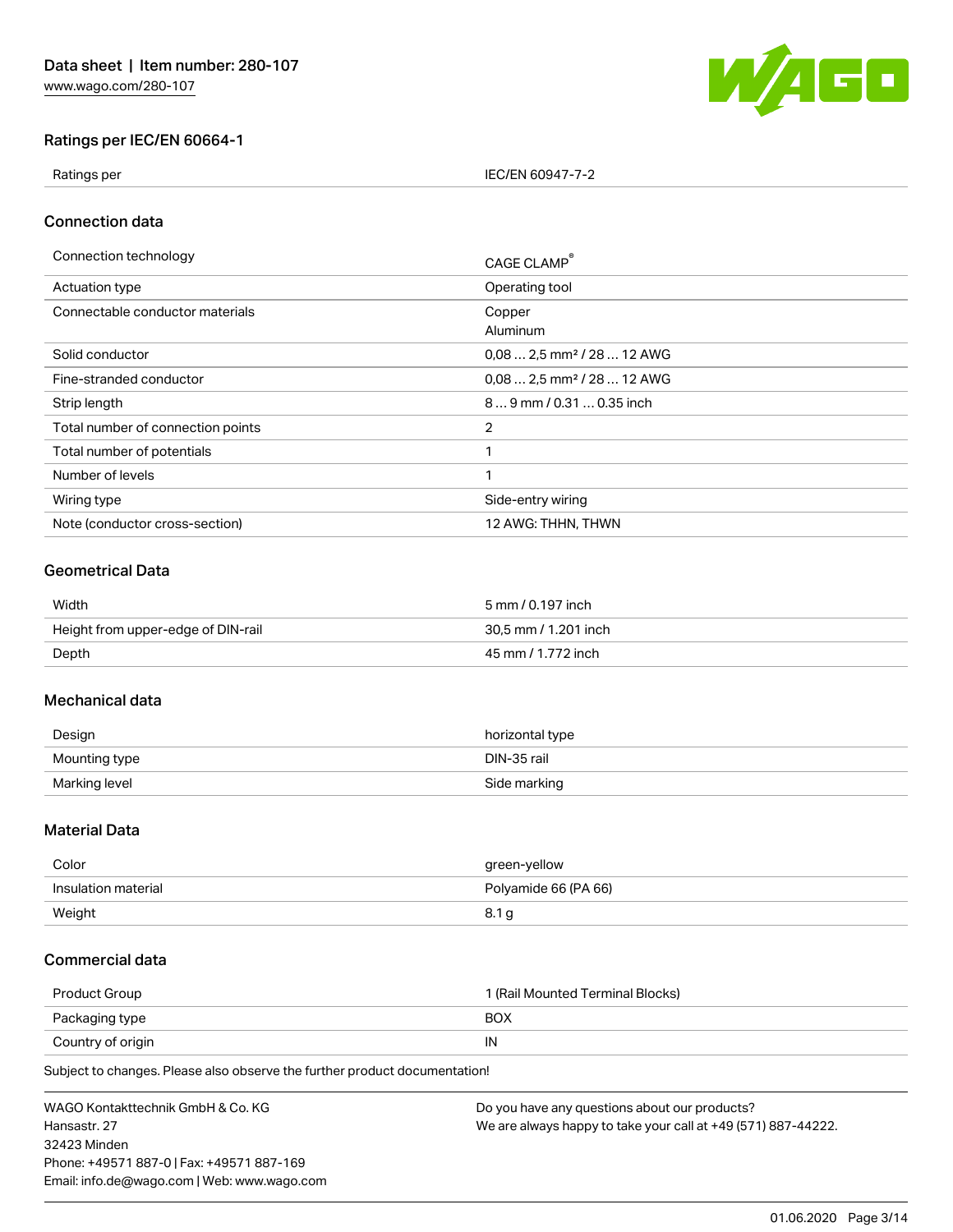## Ratings per IEC/EN 60664-1

| Ratings per | IEC/EN 60947-7-2 |
| --- | --- |

## Connection data

| Connection technology | CAGE CLAMP® |
| --- | --- |
| Actuation type | Operating tool |
| Connectable conductor materials | Copper<br>Aluminum |
| Solid conductor | 0,08 … 2,5 mm² / 28 … 12 AWG |
| Fine-stranded conductor | 0,08 … 2,5 mm² / 28 … 12 AWG |
| Strip length | 8 … 9 mm / 0.31 … 0.35 inch |
| Total number of connection points | 2 |
| Total number of potentials | 1 |
| Number of levels | 1 |
| Wiring type | Side-entry wiring |
| Note (conductor cross-section) | 12 AWG: THHN, THWN |

## Geometrical Data

| Width | 5 mm / 0.197 inch |
| --- | --- |
| Height from upper-edge of DIN-rail | 30,5 mm / 1.201 inch |
| Depth | 45 mm / 1.772 inch |

## Mechanical data

| Design | horizontal type |
| --- | --- |
| Mounting type | DIN-35 rail |
| Marking level | Side marking |

## Material Data

| Color | green-yellow |
| --- | --- |
| Insulation material | Polyamide 66 (PA 66) |
| Weight | 8.1 g |

## Commercial data

| Product Group | 1 (Rail Mounted Terminal Blocks) |
| --- | --- |
| Packaging type | BOX |
| Country of origin | IN |

Subject to changes. Please also observe the further product documentation!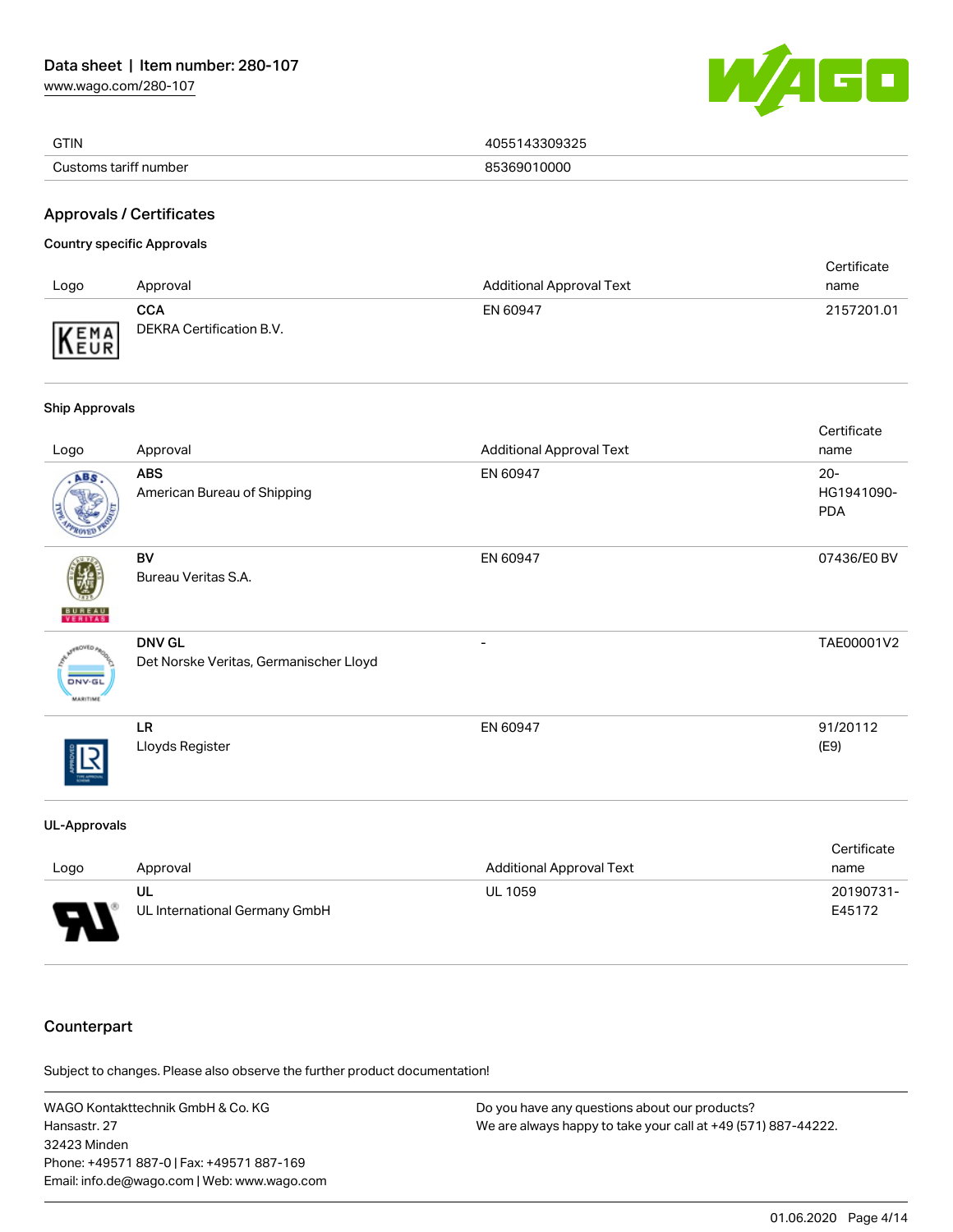| GTIN | 4055143309325 |
| --- | --- |
| Customs tariff number | 85369010000 |

## Approvals / Certificates

### Country specific Approvals

| Logo | Approval | Additional Approval Text | Certificate name |
| --- | --- | --- | --- |
| | **CCA** DEKRA Certification B.V. | EN 60947 | 2157201.01 |

### Ship Approvals

| Logo | Approval | Additional Approval Text | Certificate name |
| --- | --- | --- | --- |
| | **ABS** American Bureau of Shipping | EN 60947 | 20-HG1941090-PDA |
| | **BV** Bureau Veritas S.A. | EN 60947 | 07436/E0 BV |
| | **DNV GL** Det Norske Veritas, Germanischer Lloyd | - | TAE00001V2 |
| | **LR** Lloyds Register | EN 60947 | 91/20112 (E9) |

### UL-Approvals

| Logo | Approval | Additional Approval Text | Certificate name |
| --- | --- | --- | --- |
| | **UL** UL International Germany GmbH | UL 1059 | 20190731-E45172 |

## Counterpart

Subject to changes. Please also observe the further product documentation!

WAGO Kontakttechnik GmbH & Co. KG
Hansastr. 27
32423 Minden
Phone: +49571 887-0 | Fax: +49571 887-169
Email: info.de@wago.com | Web: www.wago.com

Do you have any questions about our products?
We are always happy to take your call at +49 (571) 887-44222.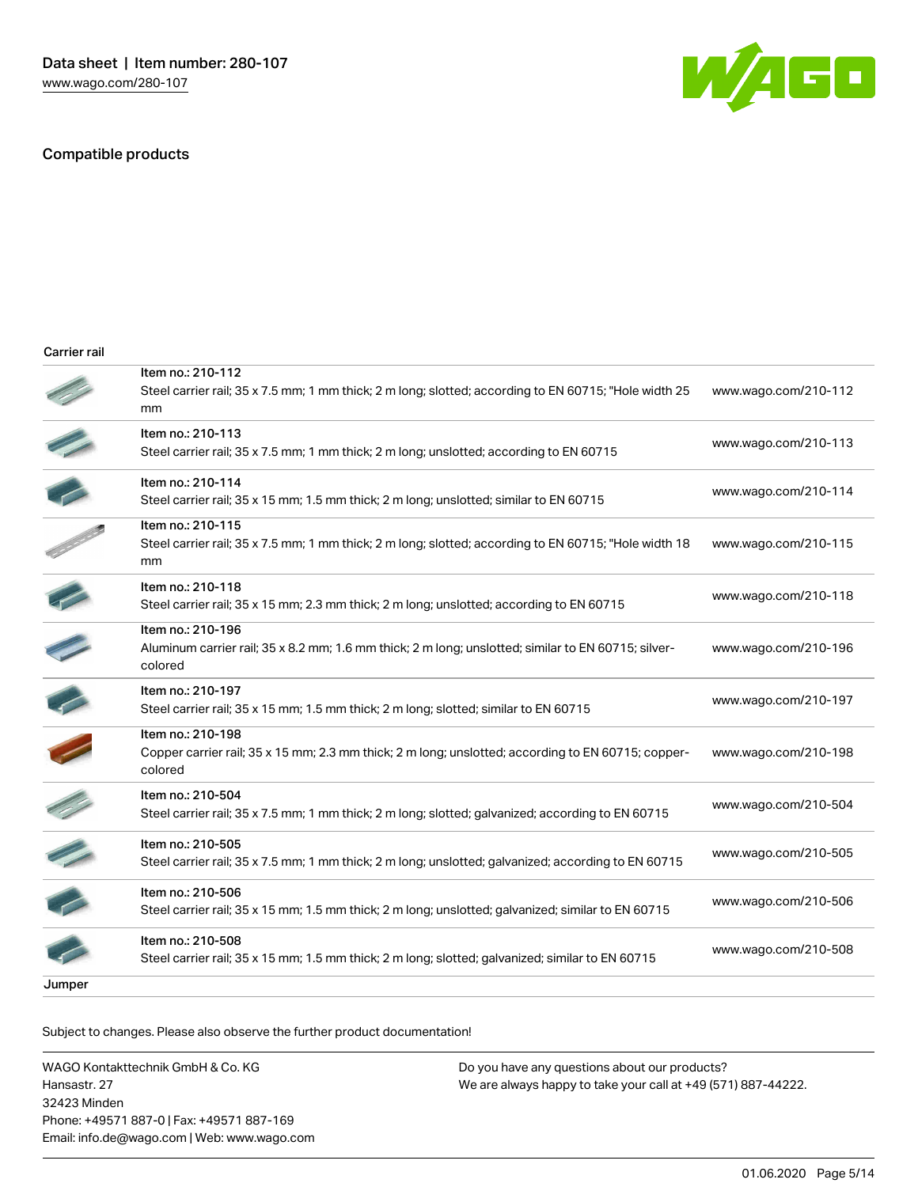## Compatible products

**Carrier rail**

| Item | Description | Link |
|---|---|---|
| Item no.: 210-112 | Steel carrier rail; 35 x 7.5 mm; 1 mm thick; 2 m long; slotted; according to EN 60715; "Hole width 25 mm | www.wago.com/210-112 |
| Item no.: 210-113 | Steel carrier rail; 35 x 7.5 mm; 1 mm thick; 2 m long; unslotted; according to EN 60715 | www.wago.com/210-113 |
| Item no.: 210-114 | Steel carrier rail; 35 x 15 mm; 1.5 mm thick; 2 m long; unslotted; similar to EN 60715 | www.wago.com/210-114 |
| Item no.: 210-115 | Steel carrier rail; 35 x 7.5 mm; 1 mm thick; 2 m long; slotted; according to EN 60715; "Hole width 18 mm | www.wago.com/210-115 |
| Item no.: 210-118 | Steel carrier rail; 35 x 15 mm; 2.3 mm thick; 2 m long; unslotted; according to EN 60715 | www.wago.com/210-118 |
| Item no.: 210-196 | Aluminum carrier rail; 35 x 8.2 mm; 1.6 mm thick; 2 m long; unslotted; similar to EN 60715; silver-colored | www.wago.com/210-196 |
| Item no.: 210-197 | Steel carrier rail; 35 x 15 mm; 1.5 mm thick; 2 m long; slotted; similar to EN 60715 | www.wago.com/210-197 |
| Item no.: 210-198 | Copper carrier rail; 35 x 15 mm; 2.3 mm thick; 2 m long; unslotted; according to EN 60715; copper-colored | www.wago.com/210-198 |
| Item no.: 210-504 | Steel carrier rail; 35 x 7.5 mm; 1 mm thick; 2 m long; slotted; galvanized; according to EN 60715 | www.wago.com/210-504 |
| Item no.: 210-505 | Steel carrier rail; 35 x 7.5 mm; 1 mm thick; 2 m long; unslotted; galvanized; according to EN 60715 | www.wago.com/210-505 |
| Item no.: 210-506 | Steel carrier rail; 35 x 15 mm; 1.5 mm thick; 2 m long; unslotted; galvanized; similar to EN 60715 | www.wago.com/210-506 |
| Item no.: 210-508 | Steel carrier rail; 35 x 15 mm; 1.5 mm thick; 2 m long; slotted; galvanized; similar to EN 60715 | www.wago.com/210-508 |

**Jumper**

Subject to changes. Please also observe the further product documentation!

WAGO Kontakttechnik GmbH & Co. KG
Hansastr. 27
32423 Minden
Phone: +49571 887-0 | Fax: +49571 887-169
Email: info.de@wago.com | Web: www.wago.com

Do you have any questions about our products?
We are always happy to take your call at +49 (571) 887-44222.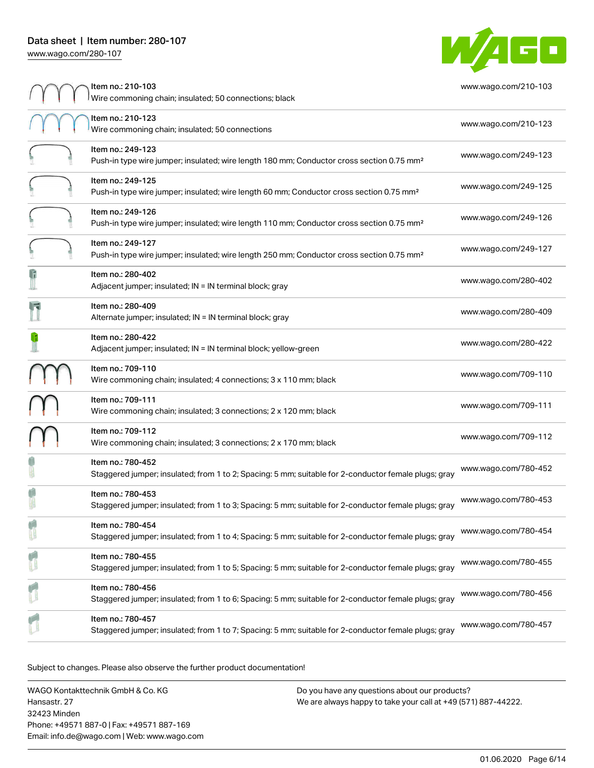| Item | Link |
|---|---|
| Item no.: 210-103<br>Wire commoning chain; insulated; 50 connections; black | www.wago.com/210-103 |
| Item no.: 210-123<br>Wire commoning chain; insulated; 50 connections | www.wago.com/210-123 |
| Item no.: 249-123<br>Push-in type wire jumper; insulated; wire length 180 mm; Conductor cross section 0.75 mm² | www.wago.com/249-123 |
| Item no.: 249-125<br>Push-in type wire jumper; insulated; wire length 60 mm; Conductor cross section 0.75 mm² | www.wago.com/249-125 |
| Item no.: 249-126<br>Push-in type wire jumper; insulated; wire length 110 mm; Conductor cross section 0.75 mm² | www.wago.com/249-126 |
| Item no.: 249-127<br>Push-in type wire jumper; insulated; wire length 250 mm; Conductor cross section 0.75 mm² | www.wago.com/249-127 |
| Item no.: 280-402<br>Adjacent jumper; insulated; IN = IN terminal block; gray | www.wago.com/280-402 |
| Item no.: 280-409<br>Alternate jumper; insulated; IN = IN terminal block; gray | www.wago.com/280-409 |
| Item no.: 280-422<br>Adjacent jumper; insulated; IN = IN terminal block; yellow-green | www.wago.com/280-422 |
| Item no.: 709-110<br>Wire commoning chain; insulated; 4 connections; 3 x 110 mm; black | www.wago.com/709-110 |
| Item no.: 709-111<br>Wire commoning chain; insulated; 3 connections; 2 x 120 mm; black | www.wago.com/709-111 |
| Item no.: 709-112<br>Wire commoning chain; insulated; 3 connections; 2 x 170 mm; black | www.wago.com/709-112 |
| Item no.: 780-452<br>Staggered jumper; insulated; from 1 to 2; Spacing: 5 mm; suitable for 2-conductor female plugs; gray | www.wago.com/780-452 |
| Item no.: 780-453<br>Staggered jumper; insulated; from 1 to 3; Spacing: 5 mm; suitable for 2-conductor female plugs; gray | www.wago.com/780-453 |
| Item no.: 780-454<br>Staggered jumper; insulated; from 1 to 4; Spacing: 5 mm; suitable for 2-conductor female plugs; gray | www.wago.com/780-454 |
| Item no.: 780-455<br>Staggered jumper; insulated; from 1 to 5; Spacing: 5 mm; suitable for 2-conductor female plugs; gray | www.wago.com/780-455 |
| Item no.: 780-456<br>Staggered jumper; insulated; from 1 to 6; Spacing: 5 mm; suitable for 2-conductor female plugs; gray | www.wago.com/780-456 |
| Item no.: 780-457<br>Staggered jumper; insulated; from 1 to 7; Spacing: 5 mm; suitable for 2-conductor female plugs; gray | www.wago.com/780-457 |

Subject to changes. Please also observe the further product documentation!

WAGO Kontakttechnik GmbH & Co. KG
Hansastr. 27
32423 Minden
Phone: +49571 887-0 | Fax: +49571 887-169
Email: info.de@wago.com | Web: www.wago.com

Do you have any questions about our products?
We are always happy to take your call at +49 (571) 887-44222.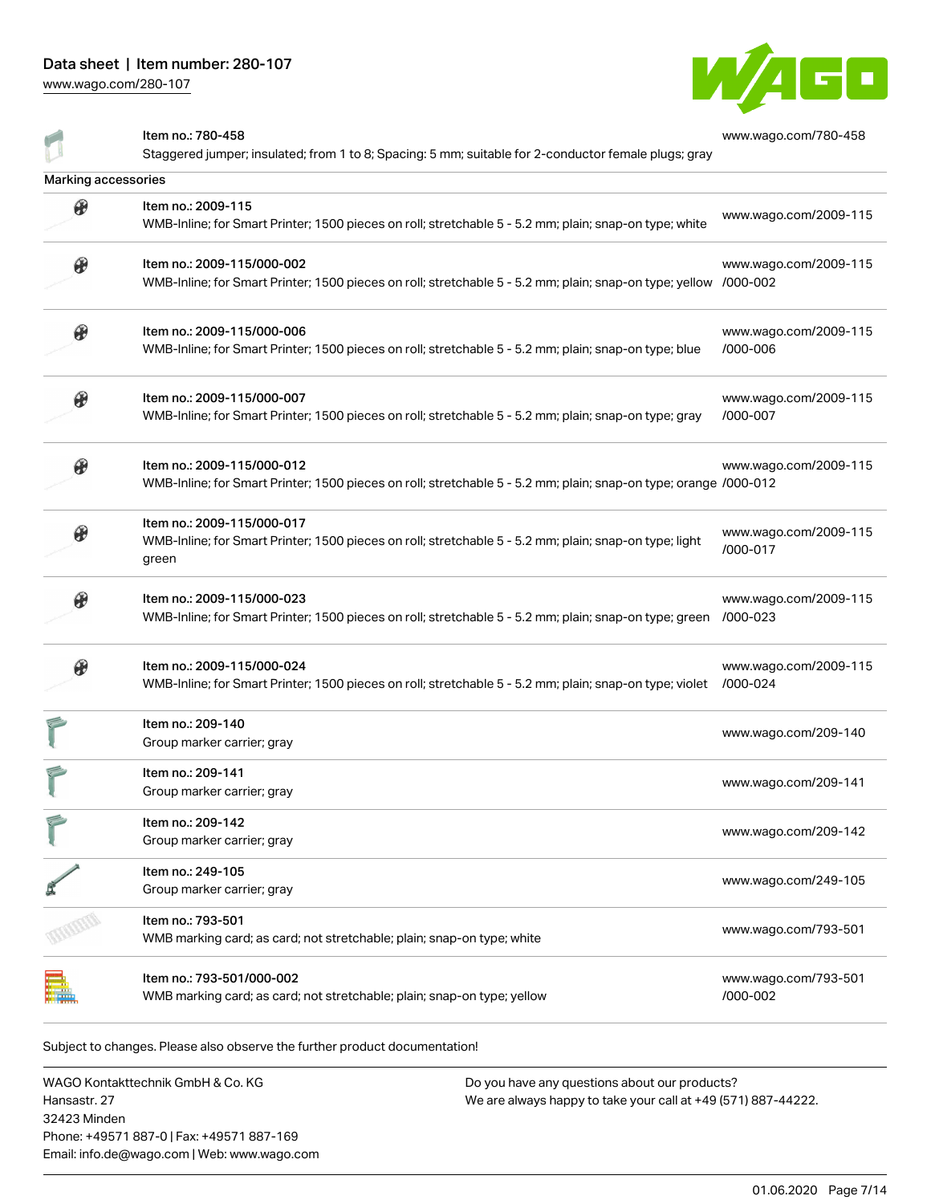| | | |
|---|---|---|
| | Item no.: 780-458<br>Staggered jumper; insulated; from 1 to 8; Spacing: 5 mm; suitable for 2-conductor female plugs; gray | www.wago.com/780-458 |

**Marking accessories**

| | | |
|---|---|---|
| | Item no.: 2009-115<br>WMB-Inline; for Smart Printer; 1500 pieces on roll; stretchable 5 - 5.2 mm; plain; snap-on type; white | www.wago.com/2009-115 |
| | Item no.: 2009-115/000-002<br>WMB-Inline; for Smart Printer; 1500 pieces on roll; stretchable 5 - 5.2 mm; plain; snap-on type; yellow | www.wago.com/2009-115/000-002 |
| | Item no.: 2009-115/000-006<br>WMB-Inline; for Smart Printer; 1500 pieces on roll; stretchable 5 - 5.2 mm; plain; snap-on type; blue | www.wago.com/2009-115/000-006 |
| | Item no.: 2009-115/000-007<br>WMB-Inline; for Smart Printer; 1500 pieces on roll; stretchable 5 - 5.2 mm; plain; snap-on type; gray | www.wago.com/2009-115/000-007 |
| | Item no.: 2009-115/000-012<br>WMB-Inline; for Smart Printer; 1500 pieces on roll; stretchable 5 - 5.2 mm; plain; snap-on type; orange | www.wago.com/2009-115/000-012 |
| | Item no.: 2009-115/000-017<br>WMB-Inline; for Smart Printer; 1500 pieces on roll; stretchable 5 - 5.2 mm; plain; snap-on type; light green | www.wago.com/2009-115/000-017 |
| | Item no.: 2009-115/000-023<br>WMB-Inline; for Smart Printer; 1500 pieces on roll; stretchable 5 - 5.2 mm; plain; snap-on type; green | www.wago.com/2009-115/000-023 |
| | Item no.: 2009-115/000-024<br>WMB-Inline; for Smart Printer; 1500 pieces on roll; stretchable 5 - 5.2 mm; plain; snap-on type; violet | www.wago.com/2009-115/000-024 |
| | Item no.: 209-140<br>Group marker carrier; gray | www.wago.com/209-140 |
| | Item no.: 209-141<br>Group marker carrier; gray | www.wago.com/209-141 |
| | Item no.: 209-142<br>Group marker carrier; gray | www.wago.com/209-142 |
| | Item no.: 249-105<br>Group marker carrier; gray | www.wago.com/249-105 |
| | Item no.: 793-501<br>WMB marking card; as card; not stretchable; plain; snap-on type; white | www.wago.com/793-501 |
| | Item no.: 793-501/000-002<br>WMB marking card; as card; not stretchable; plain; snap-on type; yellow | www.wago.com/793-501/000-002 |

Subject to changes. Please also observe the further product documentation!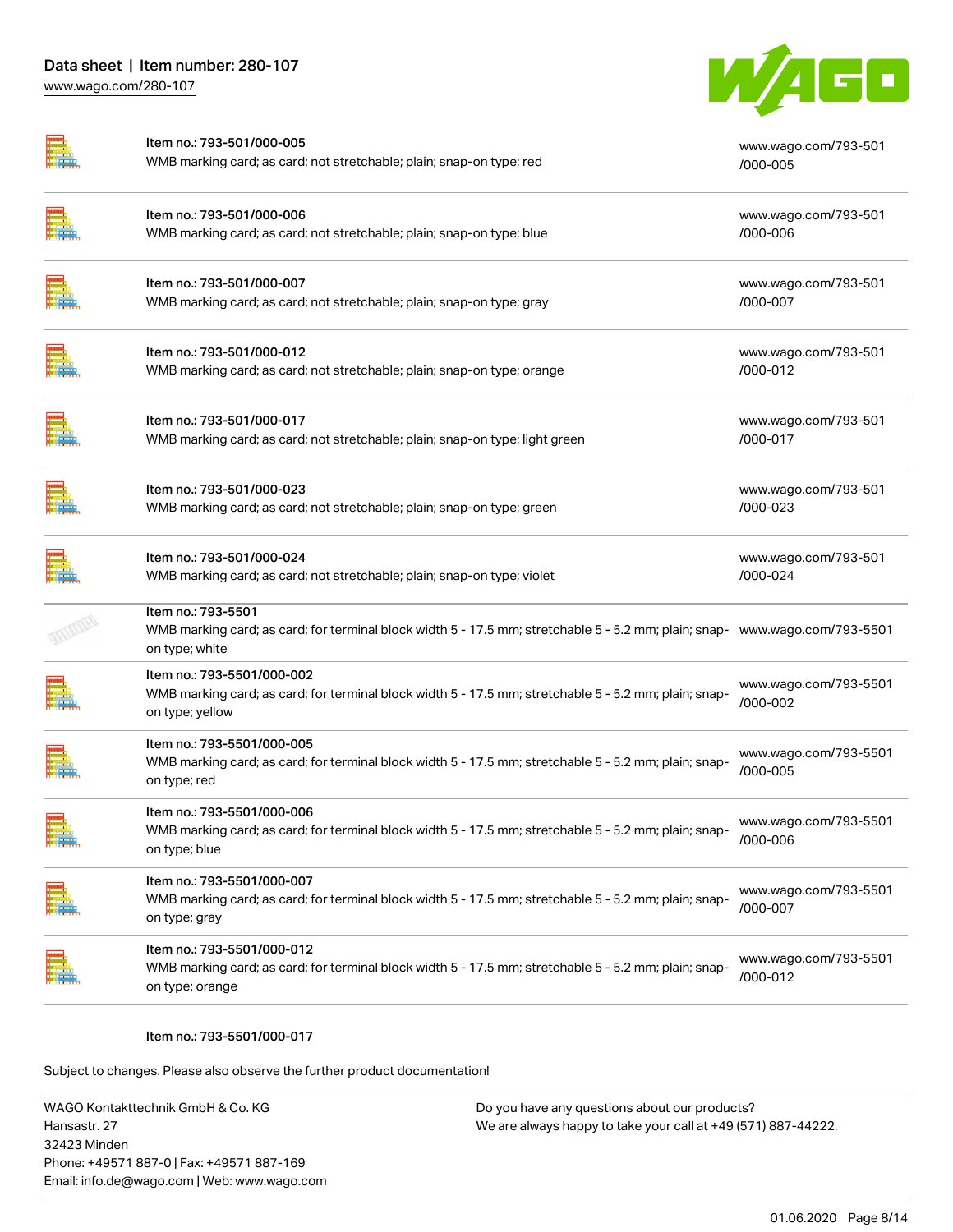| | | |
|---|---|---|
| | Item no.: 793-501/000-005<br>WMB marking card; as card; not stretchable; plain; snap-on type; red | www.wago.com/793-501/000-005 |
| | Item no.: 793-501/000-006<br>WMB marking card; as card; not stretchable; plain; snap-on type; blue | www.wago.com/793-501/000-006 |
| | Item no.: 793-501/000-007<br>WMB marking card; as card; not stretchable; plain; snap-on type; gray | www.wago.com/793-501/000-007 |
| | Item no.: 793-501/000-012<br>WMB marking card; as card; not stretchable; plain; snap-on type; orange | www.wago.com/793-501/000-012 |
| | Item no.: 793-501/000-017<br>WMB marking card; as card; not stretchable; plain; snap-on type; light green | www.wago.com/793-501/000-017 |
| | Item no.: 793-501/000-023<br>WMB marking card; as card; not stretchable; plain; snap-on type; green | www.wago.com/793-501/000-023 |
| | Item no.: 793-501/000-024<br>WMB marking card; as card; not stretchable; plain; snap-on type; violet | www.wago.com/793-501/000-024 |
| | Item no.: 793-5501<br>WMB marking card; as card; for terminal block width 5 - 17.5 mm; stretchable 5 - 5.2 mm; plain; snap-on type; white | www.wago.com/793-5501 |
| | Item no.: 793-5501/000-002<br>WMB marking card; as card; for terminal block width 5 - 17.5 mm; stretchable 5 - 5.2 mm; plain; snap-on type; yellow | www.wago.com/793-5501/000-002 |
| | Item no.: 793-5501/000-005<br>WMB marking card; as card; for terminal block width 5 - 17.5 mm; stretchable 5 - 5.2 mm; plain; snap-on type; red | www.wago.com/793-5501/000-005 |
| | Item no.: 793-5501/000-006<br>WMB marking card; as card; for terminal block width 5 - 17.5 mm; stretchable 5 - 5.2 mm; plain; snap-on type; blue | www.wago.com/793-5501/000-006 |
| | Item no.: 793-5501/000-007<br>WMB marking card; as card; for terminal block width 5 - 17.5 mm; stretchable 5 - 5.2 mm; plain; snap-on type; gray | www.wago.com/793-5501/000-007 |
| | Item no.: 793-5501/000-012<br>WMB marking card; as card; for terminal block width 5 - 17.5 mm; stretchable 5 - 5.2 mm; plain; snap-on type; orange | www.wago.com/793-5501/000-012 |
| | Item no.: 793-5501/000-017 | |

Subject to changes. Please also observe the further product documentation!

WAGO Kontakttechnik GmbH & Co. KG
Hansastr. 27
32423 Minden
Phone: +49571 887-0 | Fax: +49571 887-169
Email: info.de@wago.com | Web: www.wago.com

Do you have any questions about our products?
We are always happy to take your call at +49 (571) 887-44222.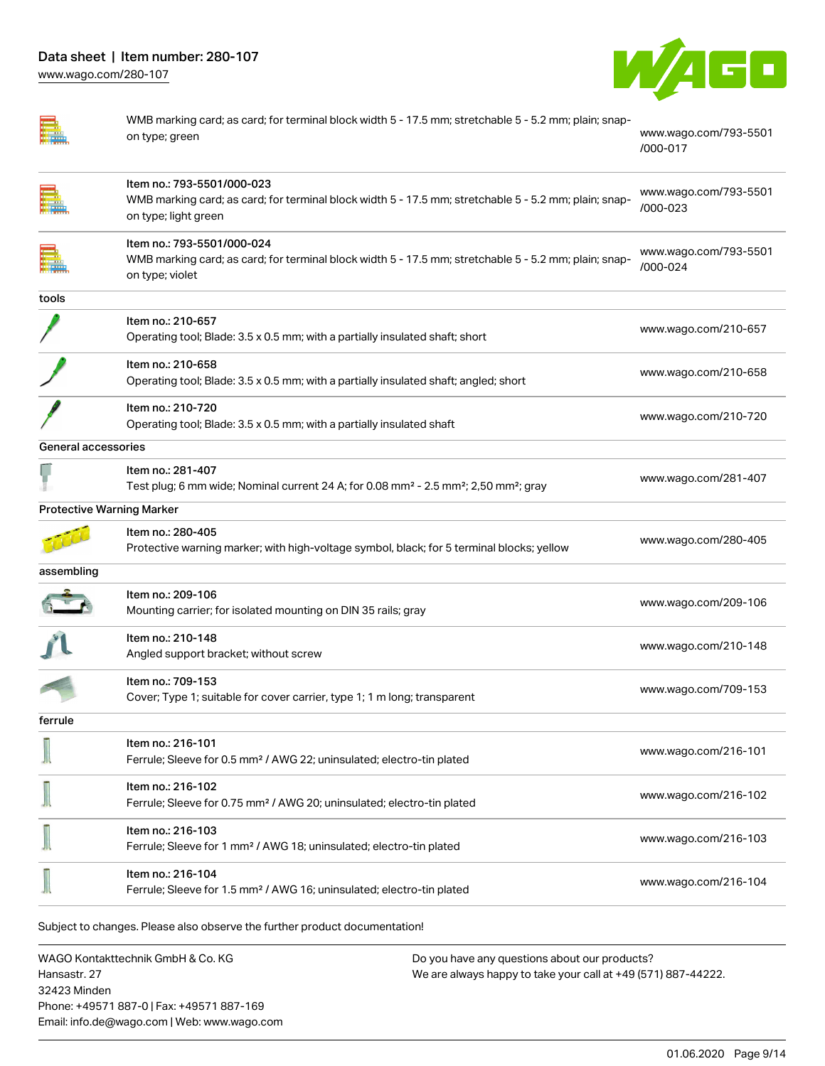| | | |
|---|---|---|
| | WMB marking card; as card; for terminal block width 5 - 17.5 mm; stretchable 5 - 5.2 mm; plain; snap-on type; green | www.wago.com/793-5501/000-017 |
| | Item no.: 793-5501/000-023<br>WMB marking card; as card; for terminal block width 5 - 17.5 mm; stretchable 5 - 5.2 mm; plain; snap-on type; light green | www.wago.com/793-5501/000-023 |
| | Item no.: 793-5501/000-024<br>WMB marking card; as card; for terminal block width 5 - 17.5 mm; stretchable 5 - 5.2 mm; plain; snap-on type; violet | www.wago.com/793-5501/000-024 |

**tools**

| | | |
|---|---|---|
| | Item no.: 210-657<br>Operating tool; Blade: 3.5 x 0.5 mm; with a partially insulated shaft; short | www.wago.com/210-657 |
| | Item no.: 210-658<br>Operating tool; Blade: 3.5 x 0.5 mm; with a partially insulated shaft; angled; short | www.wago.com/210-658 |
| | Item no.: 210-720<br>Operating tool; Blade: 3.5 x 0.5 mm; with a partially insulated shaft | www.wago.com/210-720 |

**General accessories**

| | | |
|---|---|---|
| | Item no.: 281-407<br>Test plug; 6 mm wide; Nominal current 24 A; for 0.08 mm² - 2.5 mm²; 2,50 mm²; gray | www.wago.com/281-407 |

**Protective Warning Marker**

| | | |
|---|---|---|
| | Item no.: 280-405<br>Protective warning marker; with high-voltage symbol, black; for 5 terminal blocks; yellow | www.wago.com/280-405 |

**assembling**

| | | |
|---|---|---|
| | Item no.: 209-106<br>Mounting carrier; for isolated mounting on DIN 35 rails; gray | www.wago.com/209-106 |
| | Item no.: 210-148<br>Angled support bracket; without screw | www.wago.com/210-148 |
| | Item no.: 709-153<br>Cover; Type 1; suitable for cover carrier, type 1; 1 m long; transparent | www.wago.com/709-153 |

**ferrule**

| | | |
|---|---|---|
| | Item no.: 216-101<br>Ferrule; Sleeve for 0.5 mm² / AWG 22; uninsulated; electro-tin plated | www.wago.com/216-101 |
| | Item no.: 216-102<br>Ferrule; Sleeve for 0.75 mm² / AWG 20; uninsulated; electro-tin plated | www.wago.com/216-102 |
| | Item no.: 216-103<br>Ferrule; Sleeve for 1 mm² / AWG 18; uninsulated; electro-tin plated | www.wago.com/216-103 |
| | Item no.: 216-104<br>Ferrule; Sleeve for 1.5 mm² / AWG 16; uninsulated; electro-tin plated | www.wago.com/216-104 |

Subject to changes. Please also observe the further product documentation!

WAGO Kontakttechnik GmbH & Co. KG
Hansastr. 27
32423 Minden
Phone: +49571 887-0 | Fax: +49571 887-169
Email: info.de@wago.com | Web: www.wago.com

Do you have any questions about our products?
We are always happy to take your call at +49 (571) 887-44222.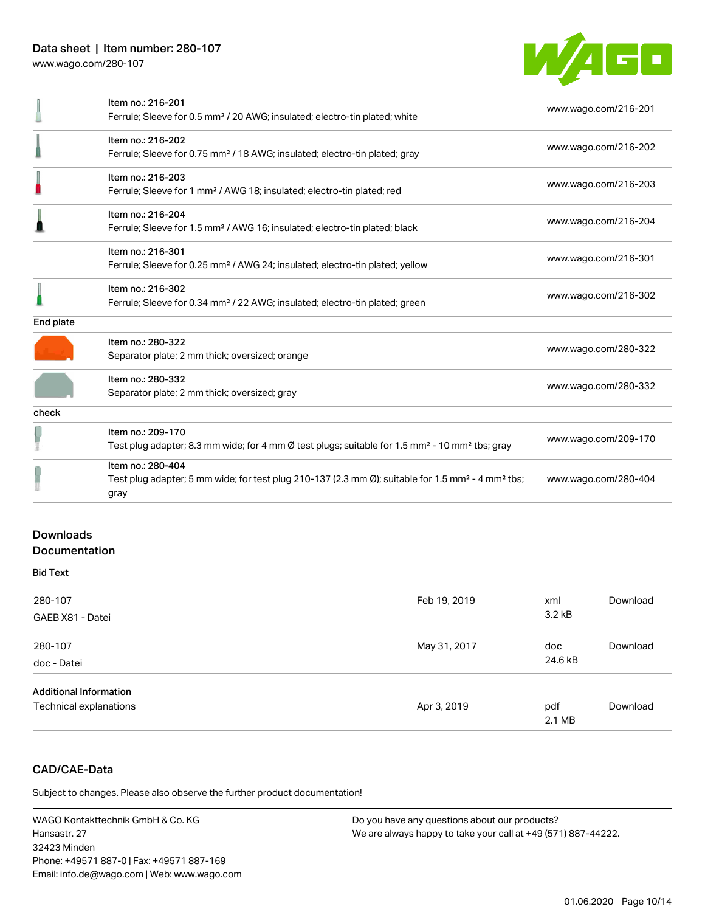| | | |
|---|---|---|
| | Item no.: 216-201<br>Ferrule; Sleeve for 0.5 mm² / 20 AWG; insulated; electro-tin plated; white | www.wago.com/216-201 |
| | Item no.: 216-202<br>Ferrule; Sleeve for 0.75 mm² / 18 AWG; insulated; electro-tin plated; gray | www.wago.com/216-202 |
| | Item no.: 216-203<br>Ferrule; Sleeve for 1 mm² / AWG 18; insulated; electro-tin plated; red | www.wago.com/216-203 |
| | Item no.: 216-204<br>Ferrule; Sleeve for 1.5 mm² / AWG 16; insulated; electro-tin plated; black | www.wago.com/216-204 |
| | Item no.: 216-301<br>Ferrule; Sleeve for 0.25 mm² / AWG 24; insulated; electro-tin plated; yellow | www.wago.com/216-301 |
| | Item no.: 216-302<br>Ferrule; Sleeve for 0.34 mm² / 22 AWG; insulated; electro-tin plated; green | www.wago.com/216-302 |
| **End plate** | | |
| | Item no.: 280-322<br>Separator plate; 2 mm thick; oversized; orange | www.wago.com/280-322 |
| | Item no.: 280-332<br>Separator plate; 2 mm thick; oversized; gray | www.wago.com/280-332 |
| **check** | | |
| | Item no.: 209-170<br>Test plug adapter; 8.3 mm wide; for 4 mm Ø test plugs; suitable for 1.5 mm² - 10 mm² tbs; gray | www.wago.com/209-170 |
| | Item no.: 280-404<br>Test plug adapter; 5 mm wide; for test plug 210-137 (2.3 mm Ø); suitable for 1.5 mm² - 4 mm² tbs; gray | www.wago.com/280-404 |

## Downloads
## Documentation

### Bid Text

| | | | |
|---|---|---|---|
| 280-107<br>GAEB X81 - Datei | Feb 19, 2019 | xml<br>3.2 kB | Download |
| 280-107<br>doc - Datei | May 31, 2017 | doc<br>24.6 kB | Download |

### Additional Information

| | | | |
|---|---|---|---|
| Technical explanations | Apr 3, 2019 | pdf<br>2.1 MB | Download |

## CAD/CAE-Data

Subject to changes. Please also observe the further product documentation!

WAGO Kontakttechnik GmbH & Co. KG
Hansastr. 27
32423 Minden
Phone: +49571 887-0 | Fax: +49571 887-169
Email: info.de@wago.com | Web: www.wago.com

Do you have any questions about our products?
We are always happy to take your call at +49 (571) 887-44222.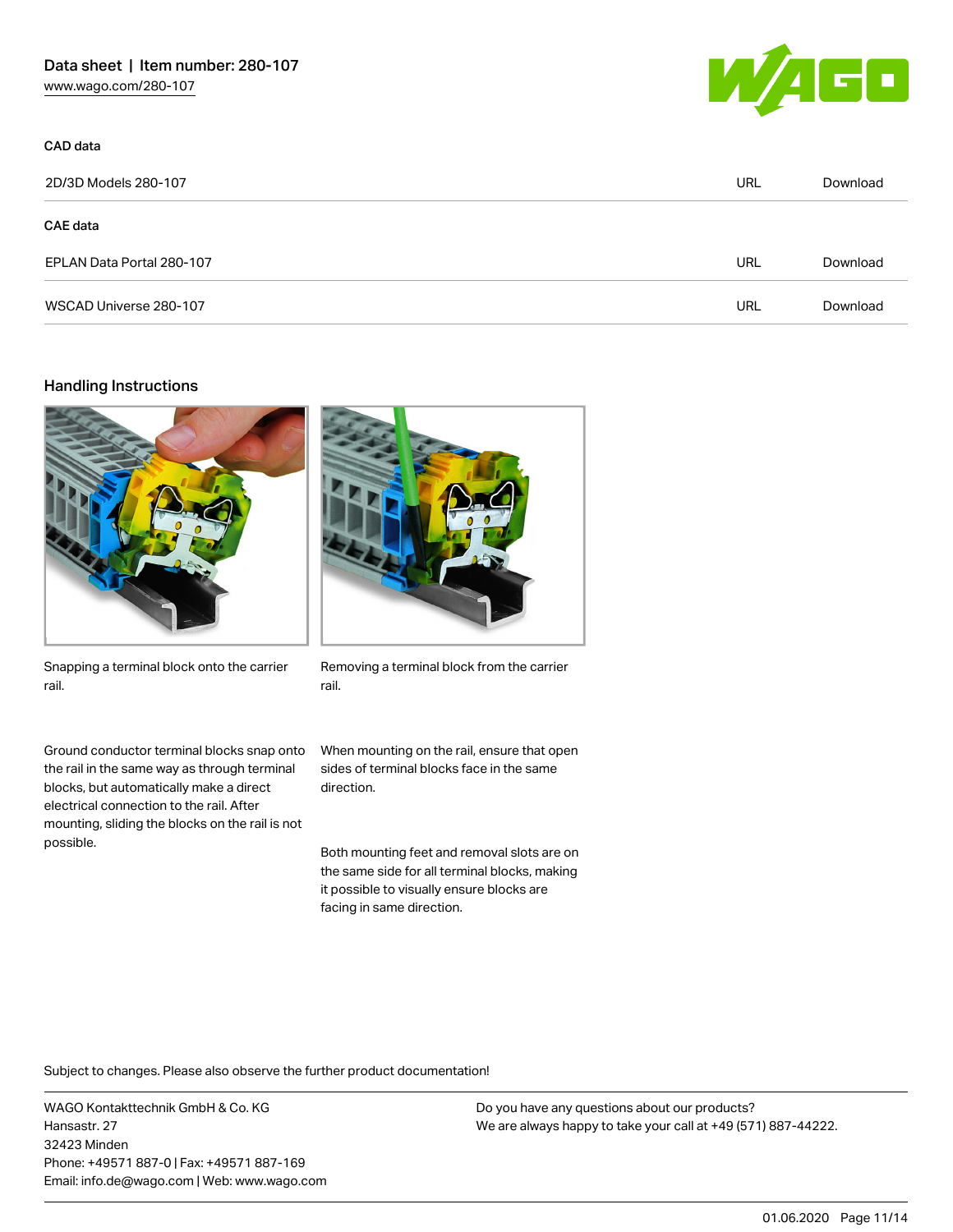## CAD data

| 2D/3D Models 280-107 | URL | Download |
| --- | --- | --- |

## CAE data

| EPLAN Data Portal 280-107 | URL | Download |
| --- | --- | --- |
| WSCAD Universe 280-107 | URL | Download |

## Handling Instructions

Snapping a terminal block onto the carrier rail.

Removing a terminal block from the carrier rail.

Ground conductor terminal blocks snap onto the rail in the same way as through terminal blocks, but automatically make a direct electrical connection to the rail. After mounting, sliding the blocks on the rail is not possible.

When mounting on the rail, ensure that open sides of terminal blocks face in the same direction.

Both mounting feet and removal slots are on the same side for all terminal blocks, making it possible to visually ensure blocks are facing in same direction.

Subject to changes. Please also observe the further product documentation!

WAGO Kontakttechnik GmbH & Co. KG
Hansastr. 27
32423 Minden
Phone: +49571 887-0 | Fax: +49571 887-169
Email: info.de@wago.com | Web: www.wago.com

Do you have any questions about our products?
We are always happy to take your call at +49 (571) 887-44222.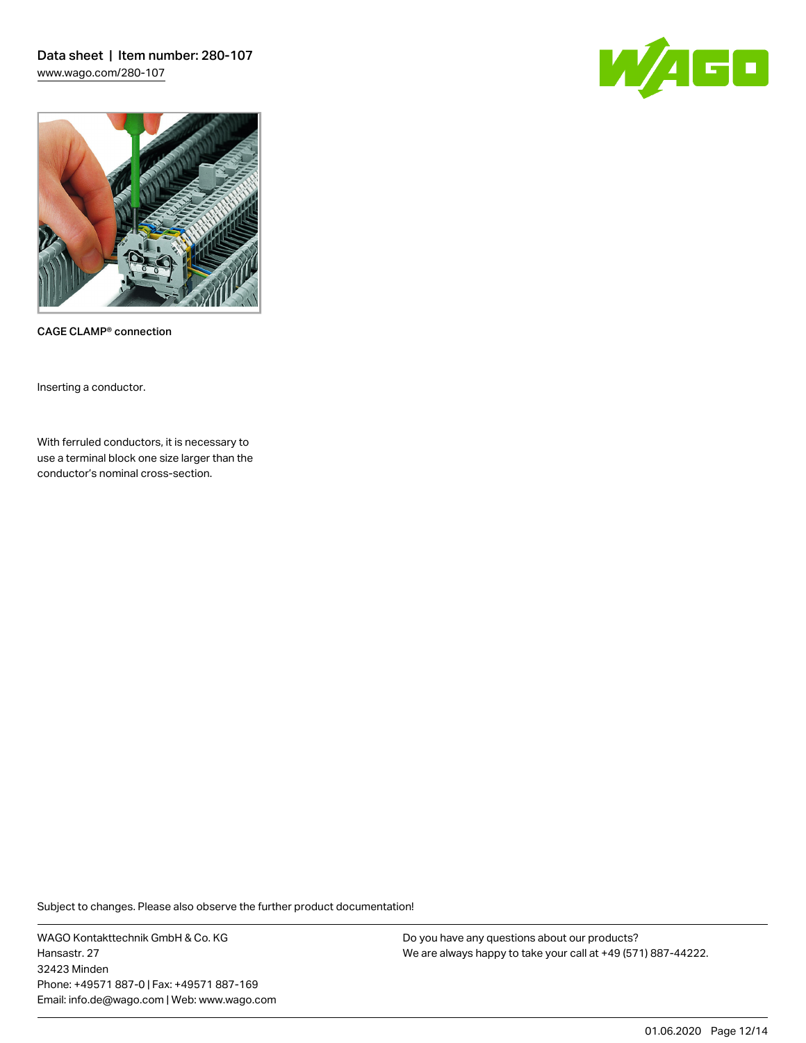CAGE CLAMP® connection

Inserting a conductor.

With ferruled conductors, it is necessary to use a terminal block one size larger than the conductor's nominal cross-section.

Subject to changes. Please also observe the further product documentation!

WAGO Kontakttechnik GmbH & Co. KG
Hansastr. 27
32423 Minden
Phone: +49571 887-0 | Fax: +49571 887-169
Email: info.de@wago.com | Web: www.wago.com

Do you have any questions about our products?
We are always happy to take your call at +49 (571) 887-44222.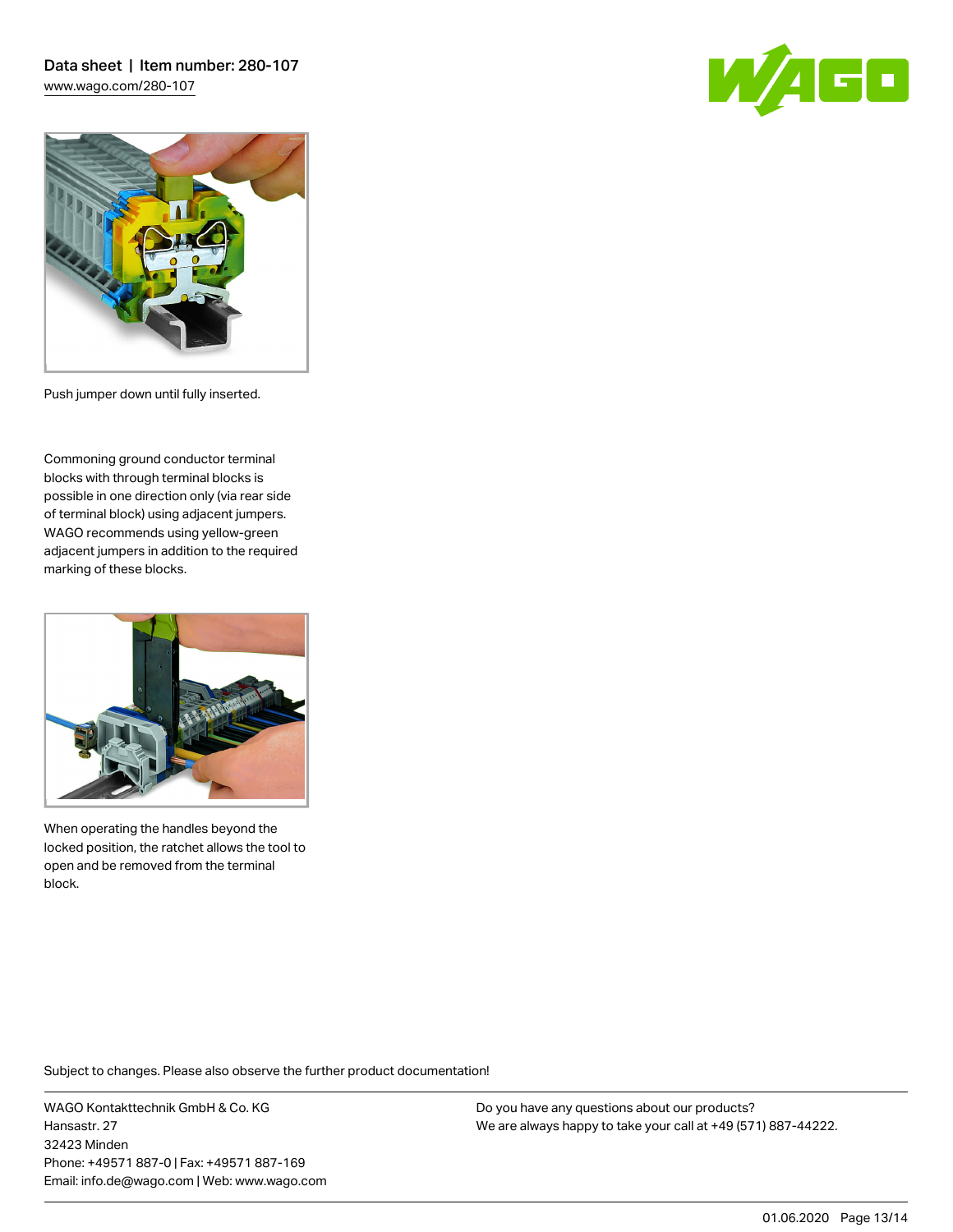Push jumper down until fully inserted.

Commoning ground conductor terminal blocks with through terminal blocks is possible in one direction only (via rear side of terminal block) using adjacent jumpers. WAGO recommends using yellow-green adjacent jumpers in addition to the required marking of these blocks.

When operating the handles beyond the locked position, the ratchet allows the tool to open and be removed from the terminal block.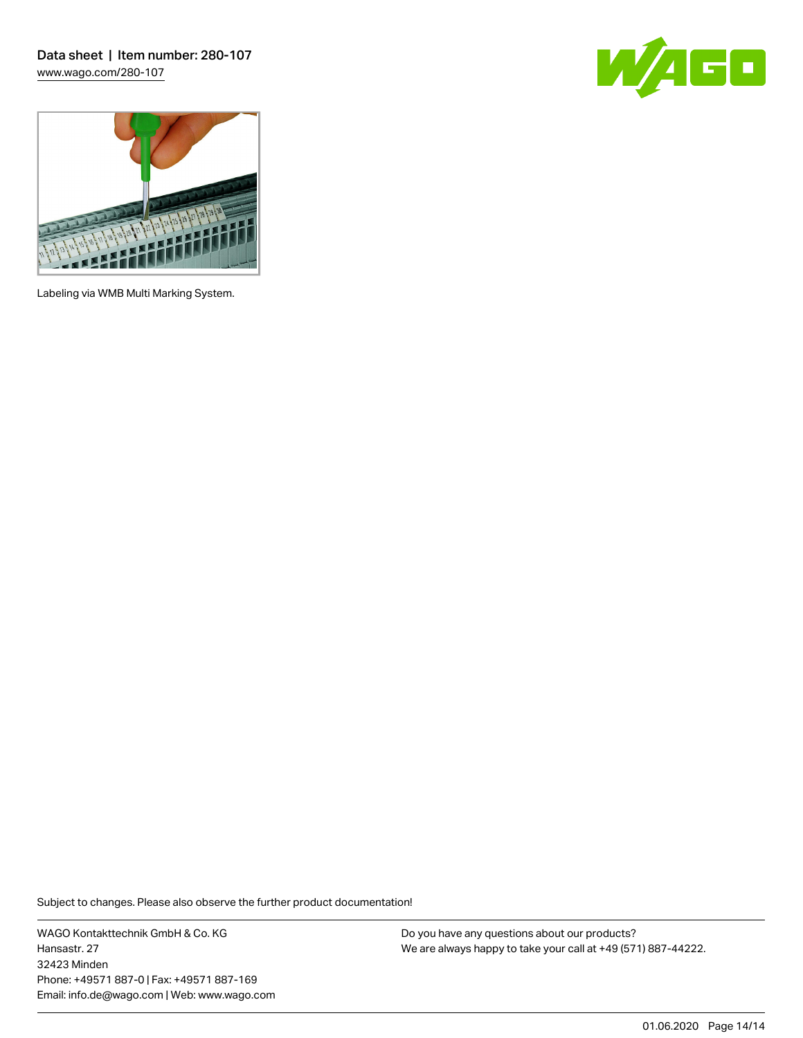Labeling via WMB Multi Marking System.

Subject to changes. Please also observe the further product documentation!

WAGO Kontakttechnik GmbH & Co. KG
Hansastr. 27
32423 Minden
Phone: +49571 887-0 | Fax: +49571 887-169
Email: info.de@wago.com | Web: www.wago.com

Do you have any questions about our products?
We are always happy to take your call at +49 (571) 887-44222.